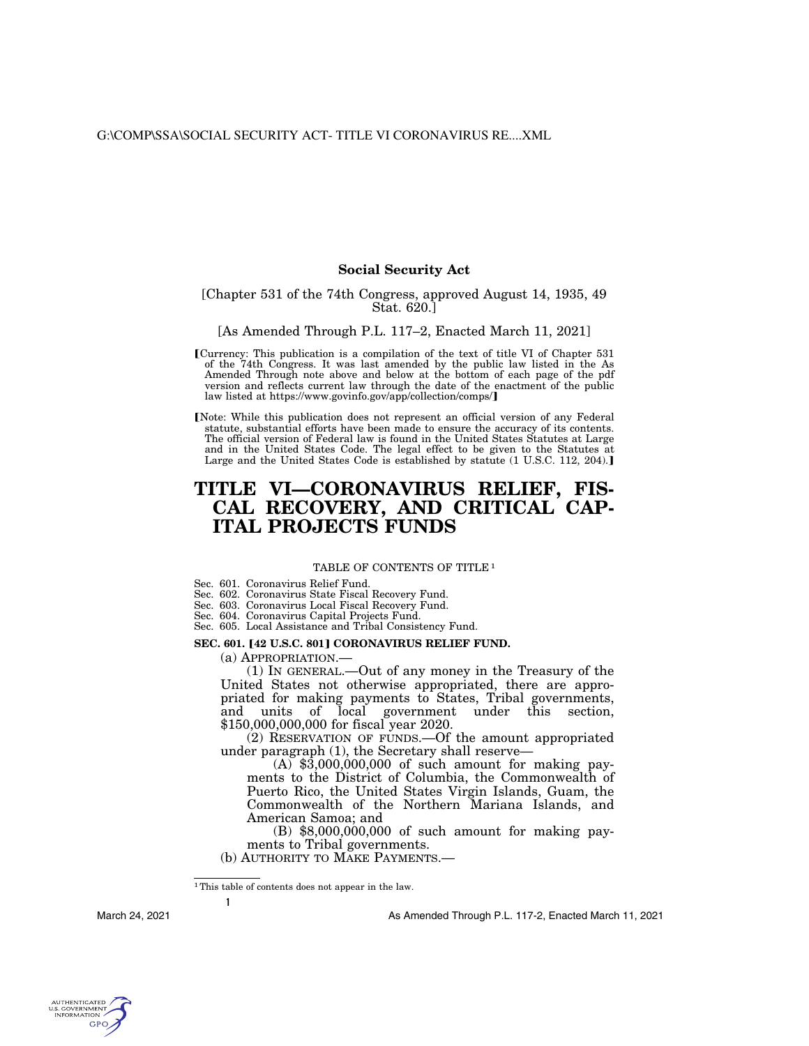# Social Security Act

[Chapter 531 of the 74th Congress, approved August 14, 1935, 49 Stat. 620.]

[As Amended Through P.L. 117–2, Enacted March 11, 2021]

【Currency: This publication is a compilation of the text of title VI of Chapter 531 of the 74th Congress. It was last amended by the public law listed in the As Amended Through note above and below at the bottom of each page of the pdf version and reflects current law through the date of the enactment of the public law listed at https://www.govinfo.gov/app/collection/comps/】

【Note: While this publication does not represent an official version of any Federal statute, substantial efforts have been made to ensure the accuracy of its contents. The official version of Federal law is found in the United States Statutes at Large and in the United States Code. The legal effect to be given to the Statutes at Large and the United States Code is established by statute (1 U.S.C. 112, 204).】

# TITLE VI—CORONAVIRUS RELIEF, FISCAL RECOVERY, AND CRITICAL CAPITAL PROJECTS FUNDS

TABLE OF CONTENTS OF TITLE [1]

Sec. 601. Coronavirus Relief Fund.
Sec. 602. Coronavirus State Fiscal Recovery Fund.
Sec. 603. Coronavirus Local Fiscal Recovery Fund.
Sec. 604. Coronavirus Capital Projects Fund.
Sec. 605. Local Assistance and Tribal Consistency Fund.

**SEC. 601. 【42 U.S.C. 801】 CORONAVIRUS RELIEF FUND.**

(a) APPROPRIATION.—

(1) IN GENERAL.—Out of any money in the Treasury of the United States not otherwise appropriated, there are appropriated for making payments to States, Tribal governments, and units of local government under this section, $150,000,000,000 for fiscal year 2020.

(2) RESERVATION OF FUNDS.—Of the amount appropriated under paragraph (1), the Secretary shall reserve—

(A) $3,000,000,000 of such amount for making payments to the District of Columbia, the Commonwealth of Puerto Rico, the United States Virgin Islands, Guam, the Commonwealth of the Northern Mariana Islands, and American Samoa; and

(B) $8,000,000,000 of such amount for making payments to Tribal governments.

(b) AUTHORITY TO MAKE PAYMENTS.—

[1] This table of contents does not appear in the law.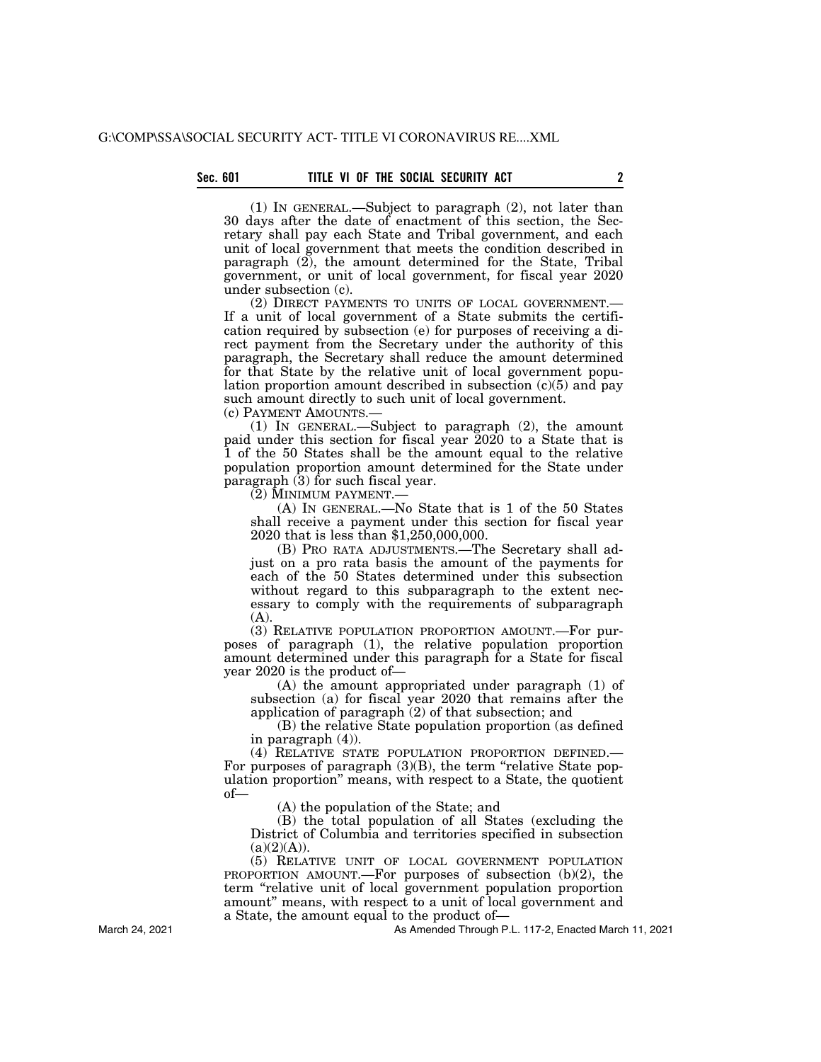(1) IN GENERAL.—Subject to paragraph (2), not later than 30 days after the date of enactment of this section, the Secretary shall pay each State and Tribal government, and each unit of local government that meets the condition described in paragraph (2), the amount determined for the State, Tribal government, or unit of local government, for fiscal year 2020 under subsection (c).

(2) DIRECT PAYMENTS TO UNITS OF LOCAL GOVERNMENT.—If a unit of local government of a State submits the certification required by subsection (e) for purposes of receiving a direct payment from the Secretary under the authority of this paragraph, the Secretary shall reduce the amount determined for that State by the relative unit of local government population proportion amount described in subsection (c)(5) and pay such amount directly to such unit of local government.

(c) PAYMENT AMOUNTS.—

(1) IN GENERAL.—Subject to paragraph (2), the amount paid under this section for fiscal year 2020 to a State that is 1 of the 50 States shall be the amount equal to the relative population proportion amount determined for the State under paragraph (3) for such fiscal year.

(2) MINIMUM PAYMENT.—

(A) IN GENERAL.—No State that is 1 of the 50 States shall receive a payment under this section for fiscal year 2020 that is less than $1,250,000,000.

(B) PRO RATA ADJUSTMENTS.—The Secretary shall adjust on a pro rata basis the amount of the payments for each of the 50 States determined under this subsection without regard to this subparagraph to the extent necessary to comply with the requirements of subparagraph (A).

(3) RELATIVE POPULATION PROPORTION AMOUNT.—For purposes of paragraph (1), the relative population proportion amount determined under this paragraph for a State for fiscal year 2020 is the product of—

(A) the amount appropriated under paragraph (1) of subsection (a) for fiscal year 2020 that remains after the application of paragraph (2) of that subsection; and

(B) the relative State population proportion (as defined in paragraph (4)).

(4) RELATIVE STATE POPULATION PROPORTION DEFINED.—For purposes of paragraph (3)(B), the term "relative State population proportion" means, with respect to a State, the quotient of—

(A) the population of the State; and

(B) the total population of all States (excluding the District of Columbia and territories specified in subsection (a)(2)(A)).

(5) RELATIVE UNIT OF LOCAL GOVERNMENT POPULATION PROPORTION AMOUNT.—For purposes of subsection (b)(2), the term "relative unit of local government population proportion amount" means, with respect to a unit of local government and a State, the amount equal to the product of—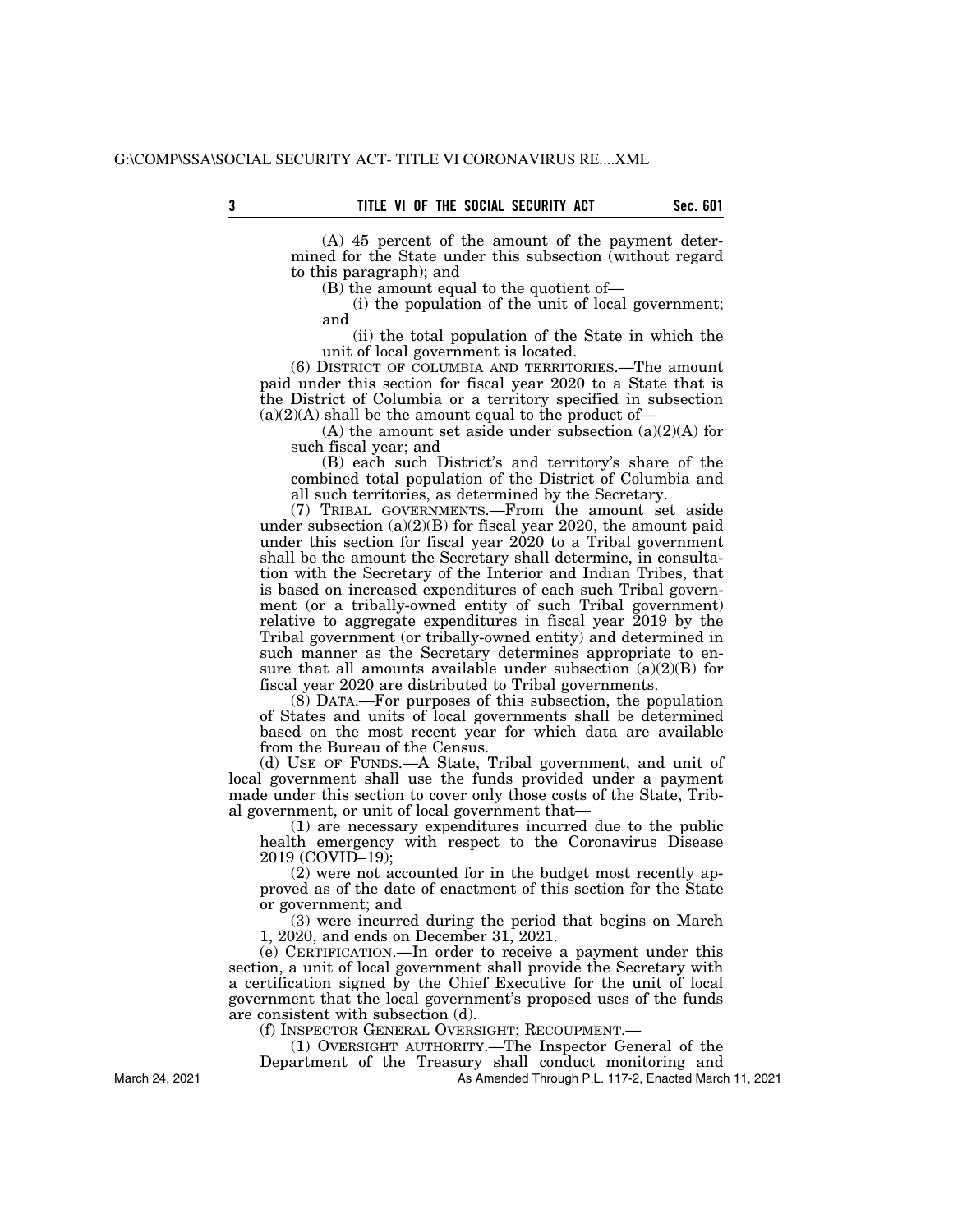(A) 45 percent of the amount of the payment determined for the State under this subsection (without regard to this paragraph); and

(B) the amount equal to the quotient of—

(i) the population of the unit of local government; and

(ii) the total population of the State in which the unit of local government is located.

(6) DISTRICT OF COLUMBIA AND TERRITORIES.—The amount paid under this section for fiscal year 2020 to a State that is the District of Columbia or a territory specified in subsection (a)(2)(A) shall be the amount equal to the product of—

(A) the amount set aside under subsection (a)(2)(A) for such fiscal year; and

(B) each such District's and territory's share of the combined total population of the District of Columbia and all such territories, as determined by the Secretary.

(7) TRIBAL GOVERNMENTS.—From the amount set aside under subsection (a)(2)(B) for fiscal year 2020, the amount paid under this section for fiscal year 2020 to a Tribal government shall be the amount the Secretary shall determine, in consultation with the Secretary of the Interior and Indian Tribes, that is based on increased expenditures of each such Tribal government (or a tribally-owned entity of such Tribal government) relative to aggregate expenditures in fiscal year 2019 by the Tribal government (or tribally-owned entity) and determined in such manner as the Secretary determines appropriate to ensure that all amounts available under subsection (a)(2)(B) for fiscal year 2020 are distributed to Tribal governments.

(8) DATA.—For purposes of this subsection, the population of States and units of local governments shall be determined based on the most recent year for which data are available from the Bureau of the Census.

(d) USE OF FUNDS.—A State, Tribal government, and unit of local government shall use the funds provided under a payment made under this section to cover only those costs of the State, Tribal government, or unit of local government that—

(1) are necessary expenditures incurred due to the public health emergency with respect to the Coronavirus Disease 2019 (COVID–19);

(2) were not accounted for in the budget most recently approved as of the date of enactment of this section for the State or government; and

(3) were incurred during the period that begins on March 1, 2020, and ends on December 31, 2021.

(e) CERTIFICATION.—In order to receive a payment under this section, a unit of local government shall provide the Secretary with a certification signed by the Chief Executive for the unit of local government that the local government's proposed uses of the funds are consistent with subsection (d).

(f) INSPECTOR GENERAL OVERSIGHT; RECOUPMENT.—

(1) OVERSIGHT AUTHORITY.—The Inspector General of the Department of the Treasury shall conduct monitoring and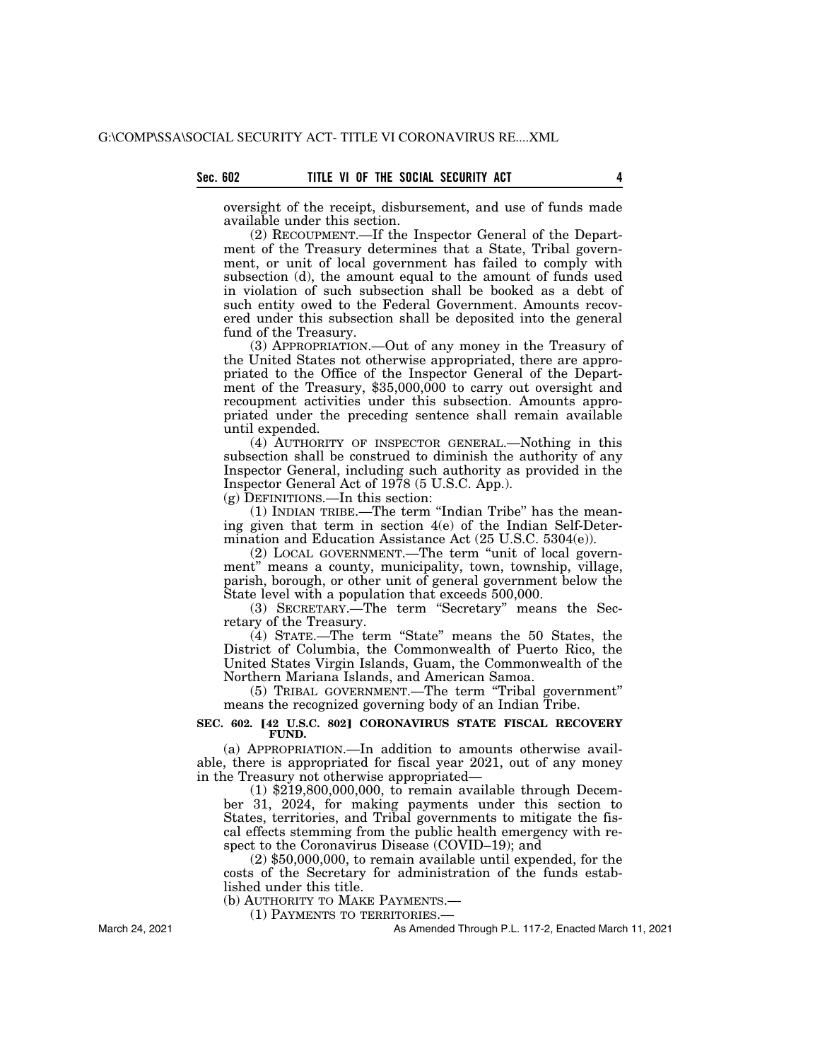oversight of the receipt, disbursement, and use of funds made available under this section.

(2) RECOUPMENT.—If the Inspector General of the Department of the Treasury determines that a State, Tribal government, or unit of local government has failed to comply with subsection (d), the amount equal to the amount of funds used in violation of such subsection shall be booked as a debt of such entity owed to the Federal Government. Amounts recovered under this subsection shall be deposited into the general fund of the Treasury.

(3) APPROPRIATION.—Out of any money in the Treasury of the United States not otherwise appropriated, there are appropriated to the Office of the Inspector General of the Department of the Treasury, $35,000,000 to carry out oversight and recoupment activities under this subsection. Amounts appropriated under the preceding sentence shall remain available until expended.

(4) AUTHORITY OF INSPECTOR GENERAL.—Nothing in this subsection shall be construed to diminish the authority of any Inspector General, including such authority as provided in the Inspector General Act of 1978 (5 U.S.C. App.).

(g) DEFINITIONS.—In this section:

(1) INDIAN TRIBE.—The term "Indian Tribe" has the meaning given that term in section 4(e) of the Indian Self-Determination and Education Assistance Act (25 U.S.C. 5304(e)).

(2) LOCAL GOVERNMENT.—The term "unit of local government" means a county, municipality, town, township, village, parish, borough, or other unit of general government below the State level with a population that exceeds 500,000.

(3) SECRETARY.—The term "Secretary" means the Secretary of the Treasury.

(4) STATE.—The term "State" means the 50 States, the District of Columbia, the Commonwealth of Puerto Rico, the United States Virgin Islands, Guam, the Commonwealth of the Northern Mariana Islands, and American Samoa.

(5) TRIBAL GOVERNMENT.—The term "Tribal government" means the recognized governing body of an Indian Tribe.

**SEC. 602. [42 U.S.C. 802] CORONAVIRUS STATE FISCAL RECOVERY FUND.**

(a) APPROPRIATION.—In addition to amounts otherwise available, there is appropriated for fiscal year 2021, out of any money in the Treasury not otherwise appropriated—

(1) $219,800,000,000, to remain available through December 31, 2024, for making payments under this section to States, territories, and Tribal governments to mitigate the fiscal effects stemming from the public health emergency with respect to the Coronavirus Disease (COVID–19); and

(2) $50,000,000, to remain available until expended, for the costs of the Secretary for administration of the funds established under this title.

(b) AUTHORITY TO MAKE PAYMENTS.—

(1) PAYMENTS TO TERRITORIES.—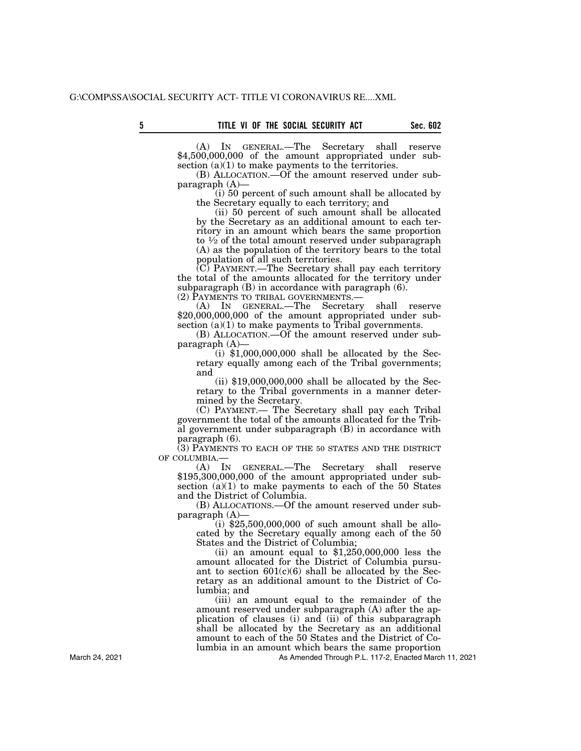(A) IN GENERAL.—The Secretary shall reserve $4,500,000,000 of the amount appropriated under subsection (a)(1) to make payments to the territories.

(B) ALLOCATION.—Of the amount reserved under subparagraph (A)—

(i) 50 percent of such amount shall be allocated by the Secretary equally to each territory; and

(ii) 50 percent of such amount shall be allocated by the Secretary as an additional amount to each territory in an amount which bears the same proportion to ½ of the total amount reserved under subparagraph (A) as the population of the territory bears to the total population of all such territories.

(C) PAYMENT.—The Secretary shall pay each territory the total of the amounts allocated for the territory under subparagraph (B) in accordance with paragraph (6).

(2) PAYMENTS TO TRIBAL GOVERNMENTS.—

(A) IN GENERAL.—The Secretary shall reserve $20,000,000,000 of the amount appropriated under subsection (a)(1) to make payments to Tribal governments.

(B) ALLOCATION.—Of the amount reserved under subparagraph (A)—

(i) $1,000,000,000 shall be allocated by the Secretary equally among each of the Tribal governments; and

(ii) $19,000,000,000 shall be allocated by the Secretary to the Tribal governments in a manner determined by the Secretary.

(C) PAYMENT.— The Secretary shall pay each Tribal government the total of the amounts allocated for the Tribal government under subparagraph (B) in accordance with paragraph (6).

(3) PAYMENTS TO EACH OF THE 50 STATES AND THE DISTRICT OF COLUMBIA.—

(A) IN GENERAL.—The Secretary shall reserve $195,300,000,000 of the amount appropriated under subsection (a)(1) to make payments to each of the 50 States and the District of Columbia.

(B) ALLOCATIONS.—Of the amount reserved under subparagraph (A)—

(i) $25,500,000,000 of such amount shall be allocated by the Secretary equally among each of the 50 States and the District of Columbia;

(ii) an amount equal to $1,250,000,000 less the amount allocated for the District of Columbia pursuant to section 601(c)(6) shall be allocated by the Secretary as an additional amount to the District of Columbia; and

(iii) an amount equal to the remainder of the amount reserved under subparagraph (A) after the application of clauses (i) and (ii) of this subparagraph shall be allocated by the Secretary as an additional amount to each of the 50 States and the District of Columbia in an amount which bears the same proportion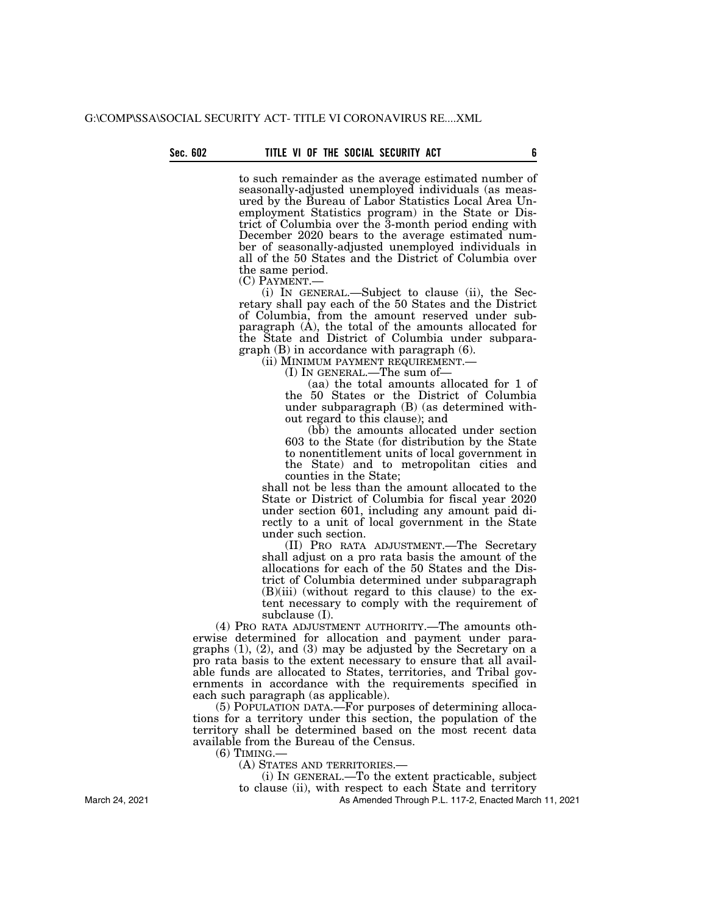to such remainder as the average estimated number of seasonally-adjusted unemployed individuals (as measured by the Bureau of Labor Statistics Local Area Unemployment Statistics program) in the State or District of Columbia over the 3-month period ending with December 2020 bears to the average estimated number of seasonally-adjusted unemployed individuals in all of the 50 States and the District of Columbia over the same period.

(C) PAYMENT.—

(i) IN GENERAL.—Subject to clause (ii), the Secretary shall pay each of the 50 States and the District of Columbia, from the amount reserved under subparagraph (A), the total of the amounts allocated for the State and District of Columbia under subparagraph (B) in accordance with paragraph (6).

(ii) MINIMUM PAYMENT REQUIREMENT.—

(I) IN GENERAL.—The sum of—

(aa) the total amounts allocated for 1 of the 50 States or the District of Columbia under subparagraph (B) (as determined without regard to this clause); and

(bb) the amounts allocated under section 603 to the State (for distribution by the State to nonentitlement units of local government in the State) and to metropolitan cities and counties in the State;

shall not be less than the amount allocated to the State or District of Columbia for fiscal year 2020 under section 601, including any amount paid directly to a unit of local government in the State under such section.

(II) PRO RATA ADJUSTMENT.—The Secretary shall adjust on a pro rata basis the amount of the allocations for each of the 50 States and the District of Columbia determined under subparagraph (B)(iii) (without regard to this clause) to the extent necessary to comply with the requirement of subclause (I).

(4) PRO RATA ADJUSTMENT AUTHORITY.—The amounts otherwise determined for allocation and payment under paragraphs (1), (2), and (3) may be adjusted by the Secretary on a pro rata basis to the extent necessary to ensure that all available funds are allocated to States, territories, and Tribal governments in accordance with the requirements specified in each such paragraph (as applicable).

(5) POPULATION DATA.—For purposes of determining allocations for a territory under this section, the population of the territory shall be determined based on the most recent data available from the Bureau of the Census.

(6) TIMING.—

(A) STATES AND TERRITORIES.—

(i) IN GENERAL.—To the extent practicable, subject to clause (ii), with respect to each State and territory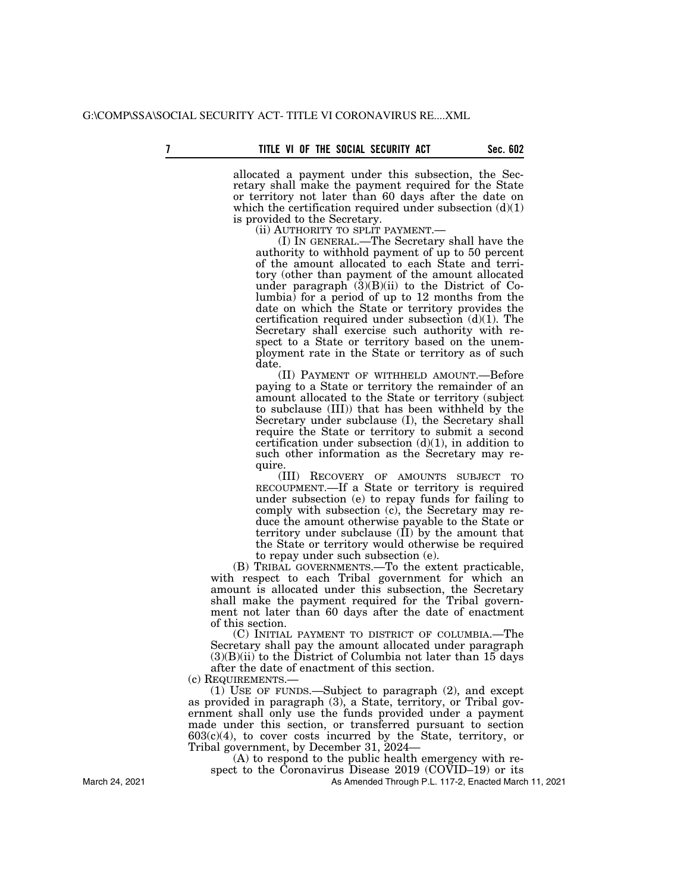allocated a payment under this subsection, the Secretary shall make the payment required for the State or territory not later than 60 days after the date on which the certification required under subsection (d)(1) is provided to the Secretary.

(ii) AUTHORITY TO SPLIT PAYMENT.—

(I) IN GENERAL.—The Secretary shall have the authority to withhold payment of up to 50 percent of the amount allocated to each State and territory (other than payment of the amount allocated under paragraph (3)(B)(ii) to the District of Columbia) for a period of up to 12 months from the date on which the State or territory provides the certification required under subsection (d)(1). The Secretary shall exercise such authority with respect to a State or territory based on the unemployment rate in the State or territory as of such date.

(II) PAYMENT OF WITHHELD AMOUNT.—Before paying to a State or territory the remainder of an amount allocated to the State or territory (subject to subclause (III)) that has been withheld by the Secretary under subclause (I), the Secretary shall require the State or territory to submit a second certification under subsection (d)(1), in addition to such other information as the Secretary may require.

(III) RECOVERY OF AMOUNTS SUBJECT TO RECOUPMENT.—If a State or territory is required under subsection (e) to repay funds for failing to comply with subsection (c), the Secretary may reduce the amount otherwise payable to the State or territory under subclause (II) by the amount that the State or territory would otherwise be required to repay under such subsection (e).

(B) TRIBAL GOVERNMENTS.—To the extent practicable, with respect to each Tribal government for which an amount is allocated under this subsection, the Secretary shall make the payment required for the Tribal government not later than 60 days after the date of enactment of this section.

(C) INITIAL PAYMENT TO DISTRICT OF COLUMBIA.—The Secretary shall pay the amount allocated under paragraph (3)(B)(ii) to the District of Columbia not later than 15 days after the date of enactment of this section.

(c) REQUIREMENTS.—

(1) USE OF FUNDS.—Subject to paragraph (2), and except as provided in paragraph (3), a State, territory, or Tribal government shall only use the funds provided under a payment made under this section, or transferred pursuant to section 603(c)(4), to cover costs incurred by the State, territory, or Tribal government, by December 31, 2024—

(A) to respond to the public health emergency with respect to the Coronavirus Disease 2019 (COVID–19) or its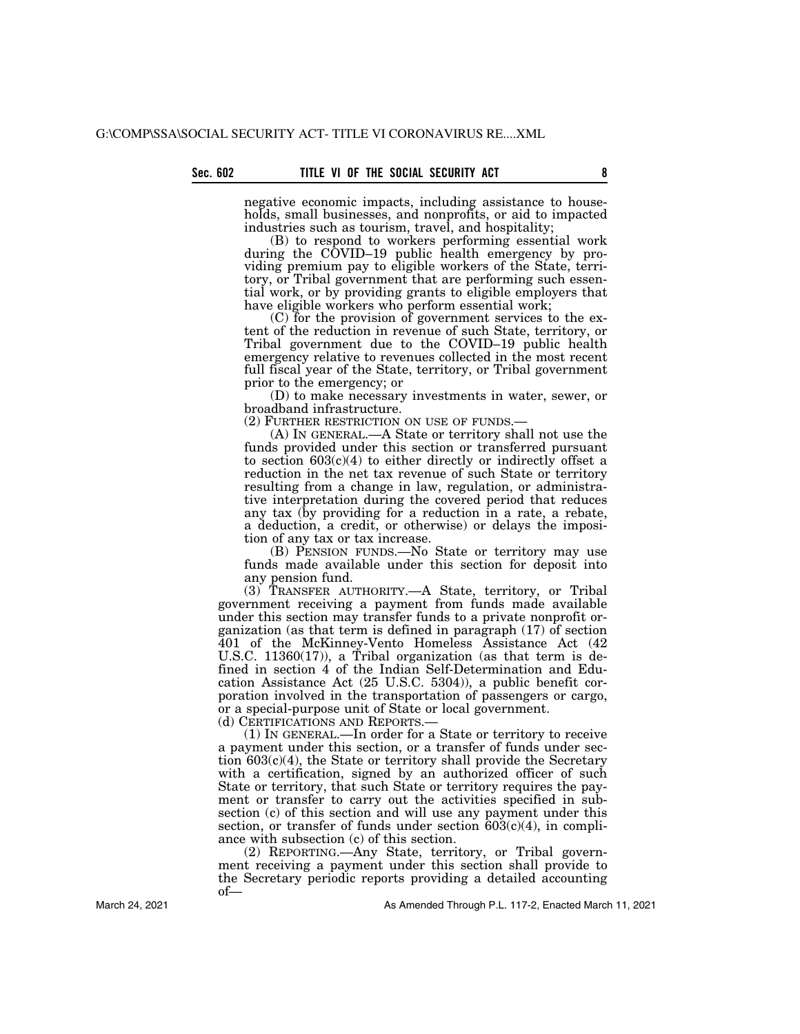negative economic impacts, including assistance to households, small businesses, and nonprofits, or aid to impacted industries such as tourism, travel, and hospitality;

(B) to respond to workers performing essential work during the COVID–19 public health emergency by providing premium pay to eligible workers of the State, territory, or Tribal government that are performing such essential work, or by providing grants to eligible employers that have eligible workers who perform essential work;

(C) for the provision of government services to the extent of the reduction in revenue of such State, territory, or Tribal government due to the COVID–19 public health emergency relative to revenues collected in the most recent full fiscal year of the State, territory, or Tribal government prior to the emergency; or

(D) to make necessary investments in water, sewer, or broadband infrastructure.

(2) FURTHER RESTRICTION ON USE OF FUNDS.—

(A) IN GENERAL.—A State or territory shall not use the funds provided under this section or transferred pursuant to section 603(c)(4) to either directly or indirectly offset a reduction in the net tax revenue of such State or territory resulting from a change in law, regulation, or administrative interpretation during the covered period that reduces any tax (by providing for a reduction in a rate, a rebate, a deduction, a credit, or otherwise) or delays the imposition of any tax or tax increase.

(B) PENSION FUNDS.—No State or territory may use funds made available under this section for deposit into any pension fund.

(3) TRANSFER AUTHORITY.—A State, territory, or Tribal government receiving a payment from funds made available under this section may transfer funds to a private nonprofit organization (as that term is defined in paragraph (17) of section 401 of the McKinney-Vento Homeless Assistance Act (42 U.S.C. 11360(17)), a Tribal organization (as that term is defined in section 4 of the Indian Self-Determination and Education Assistance Act (25 U.S.C. 5304)), a public benefit corporation involved in the transportation of passengers or cargo, or a special-purpose unit of State or local government.

(d) CERTIFICATIONS AND REPORTS.—

(1) IN GENERAL.—In order for a State or territory to receive a payment under this section, or a transfer of funds under section 603(c)(4), the State or territory shall provide the Secretary with a certification, signed by an authorized officer of such State or territory, that such State or territory requires the payment or transfer to carry out the activities specified in subsection (c) of this section and will use any payment under this section, or transfer of funds under section 603(c)(4), in compliance with subsection (c) of this section.

(2) REPORTING.—Any State, territory, or Tribal government receiving a payment under this section shall provide to the Secretary periodic reports providing a detailed accounting of—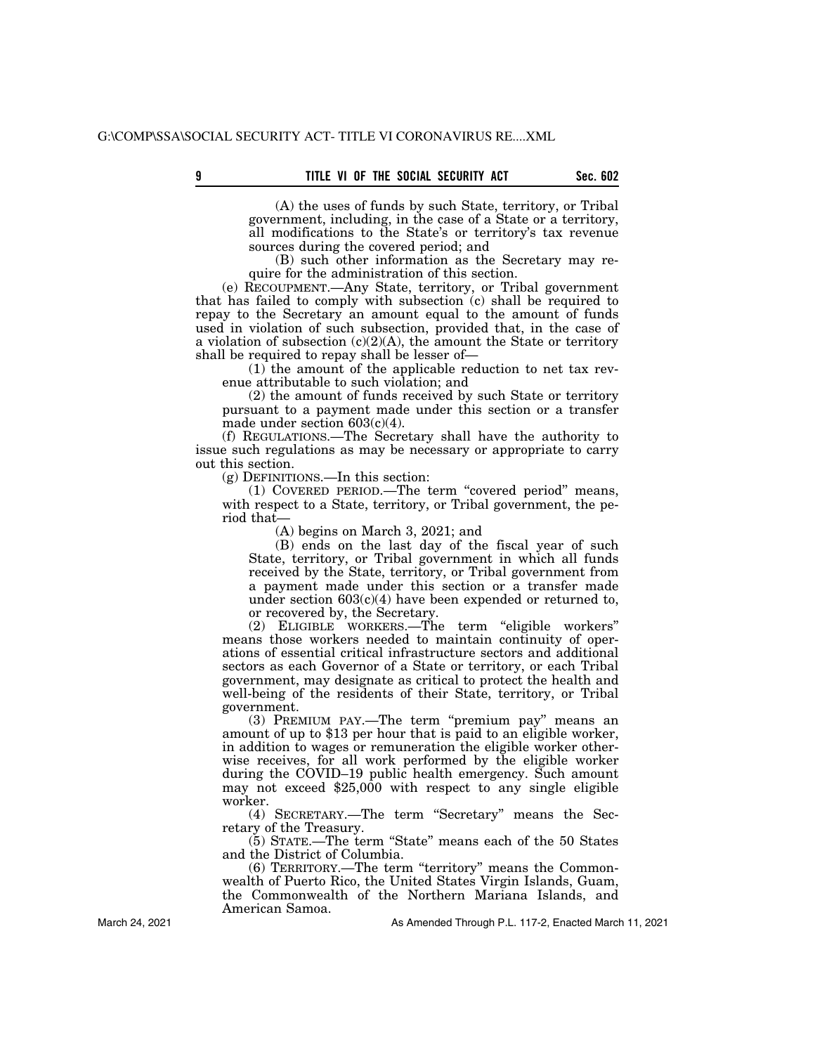(A) the uses of funds by such State, territory, or Tribal government, including, in the case of a State or a territory, all modifications to the State's or territory's tax revenue sources during the covered period; and

(B) such other information as the Secretary may require for the administration of this section.

(e) RECOUPMENT.—Any State, territory, or Tribal government that has failed to comply with subsection (c) shall be required to repay to the Secretary an amount equal to the amount of funds used in violation of such subsection, provided that, in the case of a violation of subsection (c)(2)(A), the amount the State or territory shall be required to repay shall be lesser of—

(1) the amount of the applicable reduction to net tax revenue attributable to such violation; and

(2) the amount of funds received by such State or territory pursuant to a payment made under this section or a transfer made under section 603(c)(4).

(f) REGULATIONS.—The Secretary shall have the authority to issue such regulations as may be necessary or appropriate to carry out this section.

(g) DEFINITIONS.—In this section:

(1) COVERED PERIOD.—The term "covered period" means, with respect to a State, territory, or Tribal government, the period that—

(A) begins on March 3, 2021; and

(B) ends on the last day of the fiscal year of such State, territory, or Tribal government in which all funds received by the State, territory, or Tribal government from a payment made under this section or a transfer made under section 603(c)(4) have been expended or returned to, or recovered by, the Secretary.

(2) ELIGIBLE WORKERS.—The term "eligible workers" means those workers needed to maintain continuity of operations of essential critical infrastructure sectors and additional sectors as each Governor of a State or territory, or each Tribal government, may designate as critical to protect the health and well-being of the residents of their State, territory, or Tribal government.

(3) PREMIUM PAY.—The term "premium pay" means an amount of up to $13 per hour that is paid to an eligible worker, in addition to wages or remuneration the eligible worker otherwise receives, for all work performed by the eligible worker during the COVID–19 public health emergency. Such amount may not exceed $25,000 with respect to any single eligible worker.

(4) SECRETARY.—The term "Secretary" means the Secretary of the Treasury.

(5) STATE.—The term "State" means each of the 50 States and the District of Columbia.

(6) TERRITORY.—The term "territory" means the Commonwealth of Puerto Rico, the United States Virgin Islands, Guam, the Commonwealth of the Northern Mariana Islands, and American Samoa.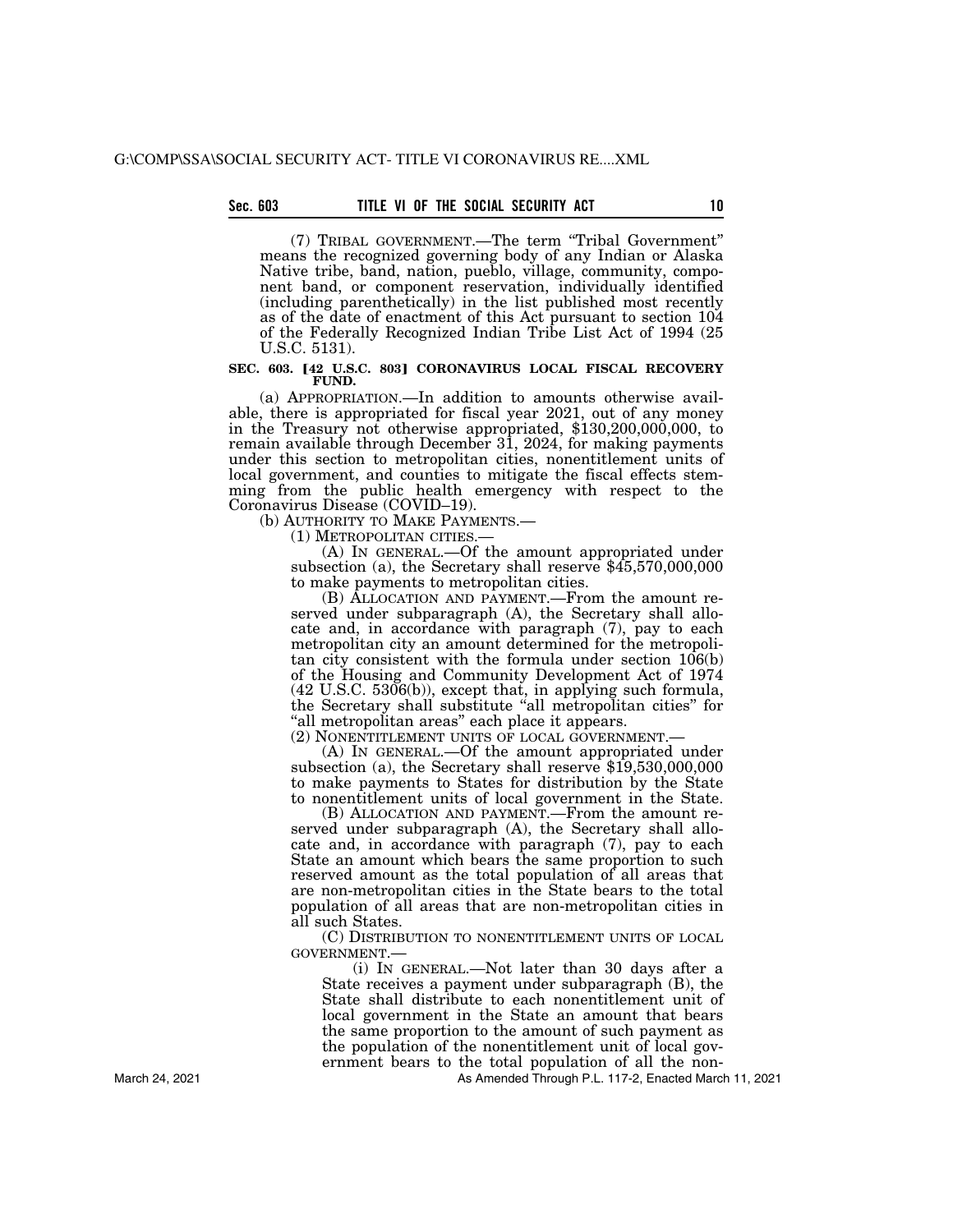(7) TRIBAL GOVERNMENT.—The term "Tribal Government" means the recognized governing body of any Indian or Alaska Native tribe, band, nation, pueblo, village, community, component band, or component reservation, individually identified (including parenthetically) in the list published most recently as of the date of enactment of this Act pursuant to section 104 of the Federally Recognized Indian Tribe List Act of 1994 (25 U.S.C. 5131).

**SEC. 603. [42 U.S.C. 803] CORONAVIRUS LOCAL FISCAL RECOVERY FUND.**

(a) APPROPRIATION.—In addition to amounts otherwise available, there is appropriated for fiscal year 2021, out of any money in the Treasury not otherwise appropriated, $130,200,000,000, to remain available through December 31, 2024, for making payments under this section to metropolitan cities, nonentitlement units of local government, and counties to mitigate the fiscal effects stemming from the public health emergency with respect to the Coronavirus Disease (COVID–19).

(b) AUTHORITY TO MAKE PAYMENTS.—

(1) METROPOLITAN CITIES.—

(A) IN GENERAL.—Of the amount appropriated under subsection (a), the Secretary shall reserve $45,570,000,000 to make payments to metropolitan cities.

(B) ALLOCATION AND PAYMENT.—From the amount reserved under subparagraph (A), the Secretary shall allocate and, in accordance with paragraph (7), pay to each metropolitan city an amount determined for the metropolitan city consistent with the formula under section 106(b) of the Housing and Community Development Act of 1974 (42 U.S.C. 5306(b)), except that, in applying such formula, the Secretary shall substitute "all metropolitan cities" for "all metropolitan areas" each place it appears.

(2) NONENTITLEMENT UNITS OF LOCAL GOVERNMENT.—

(A) IN GENERAL.—Of the amount appropriated under subsection (a), the Secretary shall reserve $19,530,000,000 to make payments to States for distribution by the State to nonentitlement units of local government in the State.

(B) ALLOCATION AND PAYMENT.—From the amount reserved under subparagraph (A), the Secretary shall allocate and, in accordance with paragraph (7), pay to each State an amount which bears the same proportion to such reserved amount as the total population of all areas that are non-metropolitan cities in the State bears to the total population of all areas that are non-metropolitan cities in all such States.

(C) DISTRIBUTION TO NONENTITLEMENT UNITS OF LOCAL GOVERNMENT.—

(i) IN GENERAL.—Not later than 30 days after a State receives a payment under subparagraph (B), the State shall distribute to each nonentitlement unit of local government in the State an amount that bears the same proportion to the amount of such payment as the population of the nonentitlement unit of local government bears to the total population of all the non-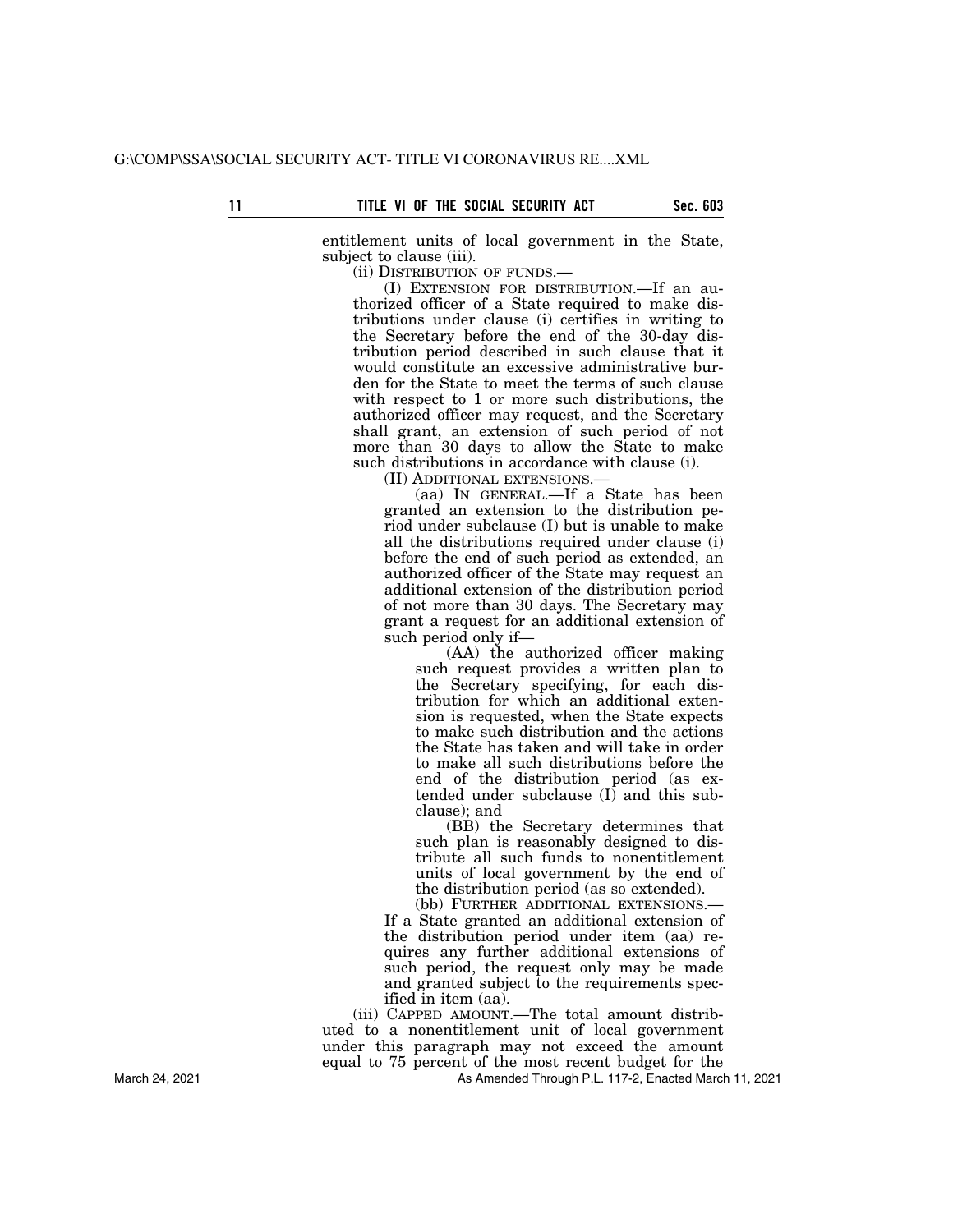entitlement units of local government in the State, subject to clause (iii).

(ii) DISTRIBUTION OF FUNDS.—

(I) EXTENSION FOR DISTRIBUTION.—If an authorized officer of a State required to make distributions under clause (i) certifies in writing to the Secretary before the end of the 30-day distribution period described in such clause that it would constitute an excessive administrative burden for the State to meet the terms of such clause with respect to 1 or more such distributions, the authorized officer may request, and the Secretary shall grant, an extension of such period of not more than 30 days to allow the State to make such distributions in accordance with clause (i).

(II) ADDITIONAL EXTENSIONS.—

(aa) IN GENERAL.—If a State has been granted an extension to the distribution period under subclause (I) but is unable to make all the distributions required under clause (i) before the end of such period as extended, an authorized officer of the State may request an additional extension of the distribution period of not more than 30 days. The Secretary may grant a request for an additional extension of such period only if—

(AA) the authorized officer making such request provides a written plan to the Secretary specifying, for each distribution for which an additional extension is requested, when the State expects to make such distribution and the actions the State has taken and will take in order to make all such distributions before the end of the distribution period (as extended under subclause (I) and this subclause); and

(BB) the Secretary determines that such plan is reasonably designed to distribute all such funds to nonentitlement units of local government by the end of the distribution period (as so extended).

(bb) FURTHER ADDITIONAL EXTENSIONS.—If a State granted an additional extension of the distribution period under item (aa) requires any further additional extensions of such period, the request only may be made and granted subject to the requirements specified in item (aa).

(iii) CAPPED AMOUNT.—The total amount distributed to a nonentitlement unit of local government under this paragraph may not exceed the amount equal to 75 percent of the most recent budget for the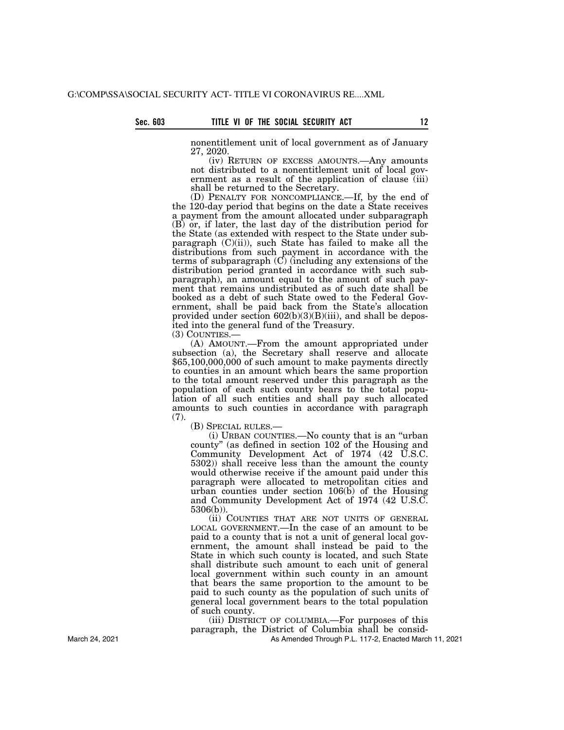nonentitlement unit of local government as of January 27, 2020.

(iv) RETURN OF EXCESS AMOUNTS.—Any amounts not distributed to a nonentitlement unit of local government as a result of the application of clause (iii) shall be returned to the Secretary.

(D) PENALTY FOR NONCOMPLIANCE.—If, by the end of the 120-day period that begins on the date a State receives a payment from the amount allocated under subparagraph (B) or, if later, the last day of the distribution period for the State (as extended with respect to the State under subparagraph (C)(ii)), such State has failed to make all the distributions from such payment in accordance with the terms of subparagraph (C) (including any extensions of the distribution period granted in accordance with such subparagraph), an amount equal to the amount of such payment that remains undistributed as of such date shall be booked as a debt of such State owed to the Federal Government, shall be paid back from the State's allocation provided under section 602(b)(3)(B)(iii), and shall be deposited into the general fund of the Treasury.

(3) COUNTIES.—

(A) AMOUNT.—From the amount appropriated under subsection (a), the Secretary shall reserve and allocate $65,100,000,000 of such amount to make payments directly to counties in an amount which bears the same proportion to the total amount reserved under this paragraph as the population of each such county bears to the total population of all such entities and shall pay such allocated amounts to such counties in accordance with paragraph (7).

(B) SPECIAL RULES.—

(i) URBAN COUNTIES.—No county that is an "urban county" (as defined in section 102 of the Housing and Community Development Act of 1974 (42 U.S.C. 5302)) shall receive less than the amount the county would otherwise receive if the amount paid under this paragraph were allocated to metropolitan cities and urban counties under section 106(b) of the Housing and Community Development Act of 1974 (42 U.S.C. 5306(b)).

(ii) COUNTIES THAT ARE NOT UNITS OF GENERAL LOCAL GOVERNMENT.—In the case of an amount to be paid to a county that is not a unit of general local government, the amount shall instead be paid to the State in which such county is located, and such State shall distribute such amount to each unit of general local government within such county in an amount that bears the same proportion to the amount to be paid to such county as the population of such units of general local government bears to the total population of such county.

(iii) DISTRICT OF COLUMBIA.—For purposes of this paragraph, the District of Columbia shall be consid-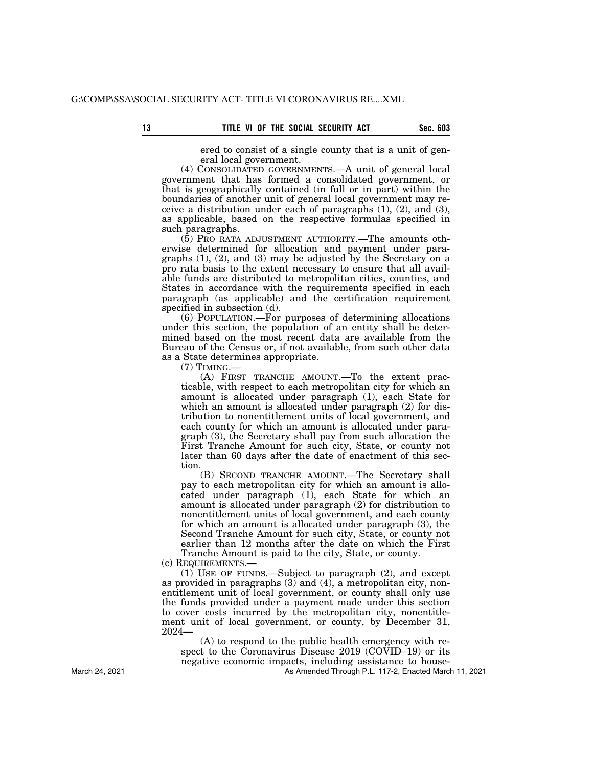ered to consist of a single county that is a unit of general local government.

(4) CONSOLIDATED GOVERNMENTS.—A unit of general local government that has formed a consolidated government, or that is geographically contained (in full or in part) within the boundaries of another unit of general local government may receive a distribution under each of paragraphs (1), (2), and (3), as applicable, based on the respective formulas specified in such paragraphs.

(5) PRO RATA ADJUSTMENT AUTHORITY.—The amounts otherwise determined for allocation and payment under paragraphs (1), (2), and (3) may be adjusted by the Secretary on a pro rata basis to the extent necessary to ensure that all available funds are distributed to metropolitan cities, counties, and States in accordance with the requirements specified in each paragraph (as applicable) and the certification requirement specified in subsection (d).

(6) POPULATION.—For purposes of determining allocations under this section, the population of an entity shall be determined based on the most recent data are available from the Bureau of the Census or, if not available, from such other data as a State determines appropriate.

(7) TIMING.—

(A) FIRST TRANCHE AMOUNT.—To the extent practicable, with respect to each metropolitan city for which an amount is allocated under paragraph (1), each State for which an amount is allocated under paragraph (2) for distribution to nonentitlement units of local government, and each county for which an amount is allocated under paragraph (3), the Secretary shall pay from such allocation the First Tranche Amount for such city, State, or county not later than 60 days after the date of enactment of this section.

(B) SECOND TRANCHE AMOUNT.—The Secretary shall pay to each metropolitan city for which an amount is allocated under paragraph (1), each State for which an amount is allocated under paragraph (2) for distribution to nonentitlement units of local government, and each county for which an amount is allocated under paragraph (3), the Second Tranche Amount for such city, State, or county not earlier than 12 months after the date on which the First Tranche Amount is paid to the city, State, or county.

(c) REQUIREMENTS.—

(1) USE OF FUNDS.—Subject to paragraph (2), and except as provided in paragraphs (3) and (4), a metropolitan city, nonentitlement unit of local government, or county shall only use the funds provided under a payment made under this section to cover costs incurred by the metropolitan city, nonentitlement unit of local government, or county, by December 31, 2024—

(A) to respond to the public health emergency with respect to the Coronavirus Disease 2019 (COVID–19) or its negative economic impacts, including assistance to house-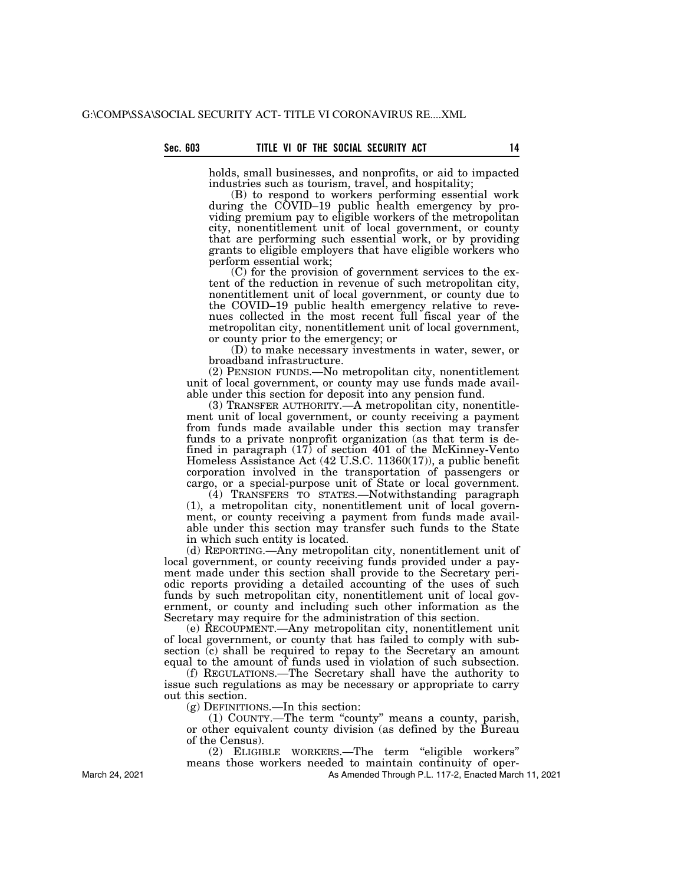holds, small businesses, and nonprofits, or aid to impacted industries such as tourism, travel, and hospitality;

(B) to respond to workers performing essential work during the COVID–19 public health emergency by providing premium pay to eligible workers of the metropolitan city, nonentitlement unit of local government, or county that are performing such essential work, or by providing grants to eligible employers that have eligible workers who perform essential work;

(C) for the provision of government services to the extent of the reduction in revenue of such metropolitan city, nonentitlement unit of local government, or county due to the COVID–19 public health emergency relative to revenues collected in the most recent full fiscal year of the metropolitan city, nonentitlement unit of local government, or county prior to the emergency; or

(D) to make necessary investments in water, sewer, or broadband infrastructure.

(2) PENSION FUNDS.—No metropolitan city, nonentitlement unit of local government, or county may use funds made available under this section for deposit into any pension fund.

(3) TRANSFER AUTHORITY.—A metropolitan city, nonentitlement unit of local government, or county receiving a payment from funds made available under this section may transfer funds to a private nonprofit organization (as that term is defined in paragraph (17) of section 401 of the McKinney-Vento Homeless Assistance Act (42 U.S.C. 11360(17)), a public benefit corporation involved in the transportation of passengers or cargo, or a special-purpose unit of State or local government.

(4) TRANSFERS TO STATES.—Notwithstanding paragraph (1), a metropolitan city, nonentitlement unit of local government, or county receiving a payment from funds made available under this section may transfer such funds to the State in which such entity is located.

(d) REPORTING.—Any metropolitan city, nonentitlement unit of local government, or county receiving funds provided under a payment made under this section shall provide to the Secretary periodic reports providing a detailed accounting of the uses of such funds by such metropolitan city, nonentitlement unit of local government, or county and including such other information as the Secretary may require for the administration of this section.

(e) RECOUPMENT.—Any metropolitan city, nonentitlement unit of local government, or county that has failed to comply with subsection (c) shall be required to repay to the Secretary an amount equal to the amount of funds used in violation of such subsection.

(f) REGULATIONS.—The Secretary shall have the authority to issue such regulations as may be necessary or appropriate to carry out this section.

(g) DEFINITIONS.—In this section:

(1) COUNTY.—The term "county" means a county, parish, or other equivalent county division (as defined by the Bureau of the Census).

(2) ELIGIBLE WORKERS.—The term "eligible workers" means those workers needed to maintain continuity of oper-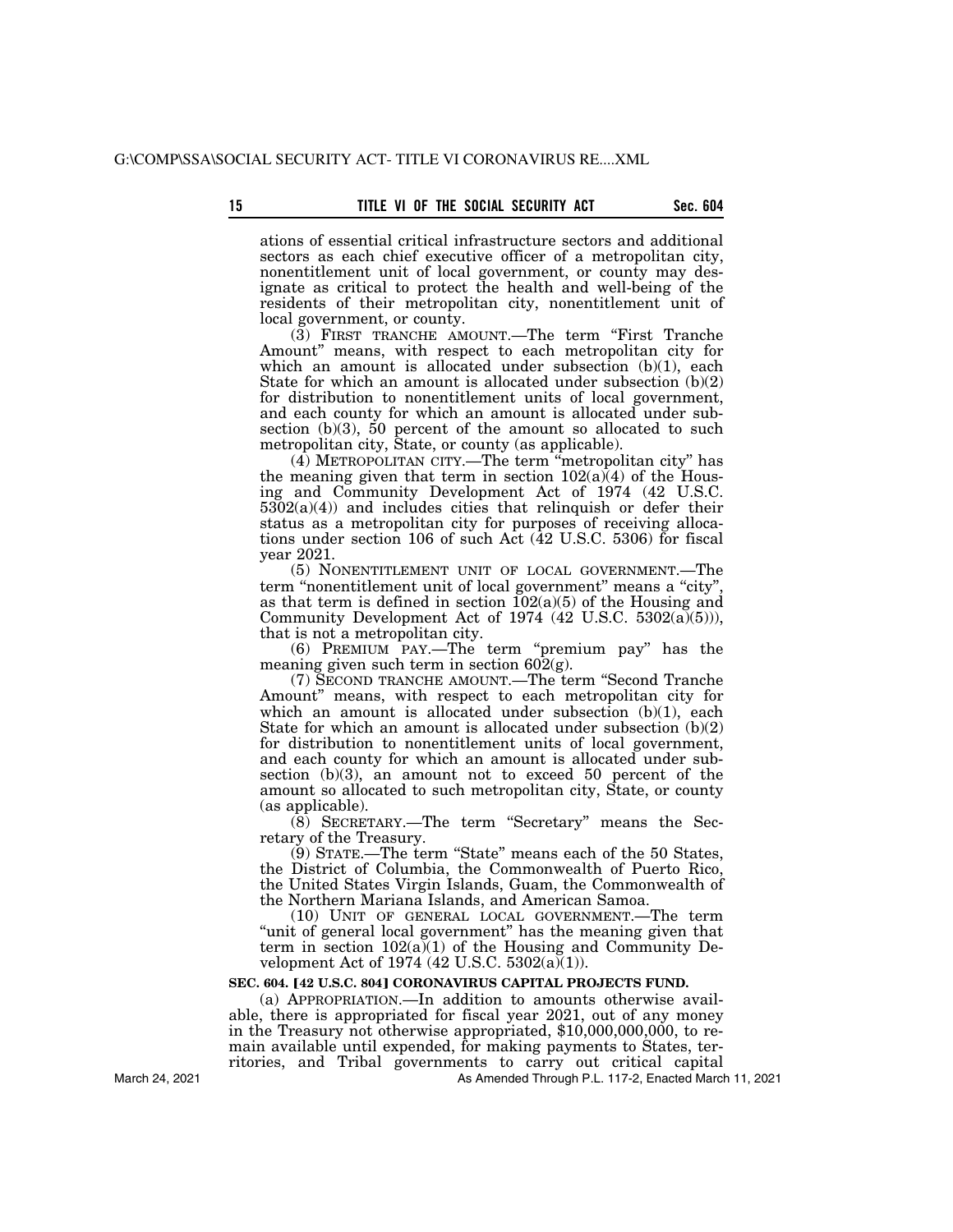ations of essential critical infrastructure sectors and additional sectors as each chief executive officer of a metropolitan city, nonentitlement unit of local government, or county may designate as critical to protect the health and well-being of the residents of their metropolitan city, nonentitlement unit of local government, or county.

(3) FIRST TRANCHE AMOUNT.—The term "First Tranche Amount" means, with respect to each metropolitan city for which an amount is allocated under subsection (b)(1), each State for which an amount is allocated under subsection (b)(2) for distribution to nonentitlement units of local government, and each county for which an amount is allocated under subsection (b)(3), 50 percent of the amount so allocated to such metropolitan city, State, or county (as applicable).

(4) METROPOLITAN CITY.—The term "metropolitan city" has the meaning given that term in section 102(a)(4) of the Housing and Community Development Act of 1974 (42 U.S.C. 5302(a)(4)) and includes cities that relinquish or defer their status as a metropolitan city for purposes of receiving allocations under section 106 of such Act (42 U.S.C. 5306) for fiscal year 2021.

(5) NONENTITLEMENT UNIT OF LOCAL GOVERNMENT.—The term "nonentitlement unit of local government" means a "city", as that term is defined in section 102(a)(5) of the Housing and Community Development Act of 1974 (42 U.S.C. 5302(a)(5))), that is not a metropolitan city.

(6) PREMIUM PAY.—The term "premium pay" has the meaning given such term in section 602(g).

(7) SECOND TRANCHE AMOUNT.—The term "Second Tranche Amount" means, with respect to each metropolitan city for which an amount is allocated under subsection (b)(1), each State for which an amount is allocated under subsection (b)(2) for distribution to nonentitlement units of local government, and each county for which an amount is allocated under subsection (b)(3), an amount not to exceed 50 percent of the amount so allocated to such metropolitan city, State, or county (as applicable).

(8) SECRETARY.—The term "Secretary" means the Secretary of the Treasury.

(9) STATE.—The term "State" means each of the 50 States, the District of Columbia, the Commonwealth of Puerto Rico, the United States Virgin Islands, Guam, the Commonwealth of the Northern Mariana Islands, and American Samoa.

(10) UNIT OF GENERAL LOCAL GOVERNMENT.—The term "unit of general local government" has the meaning given that term in section 102(a)(1) of the Housing and Community Development Act of 1974 (42 U.S.C. 5302(a)(1)).

**SEC. 604. [42 U.S.C. 804] CORONAVIRUS CAPITAL PROJECTS FUND.**

(a) APPROPRIATION.—In addition to amounts otherwise available, there is appropriated for fiscal year 2021, out of any money in the Treasury not otherwise appropriated, $10,000,000,000, to remain available until expended, for making payments to States, territories, and Tribal governments to carry out critical capital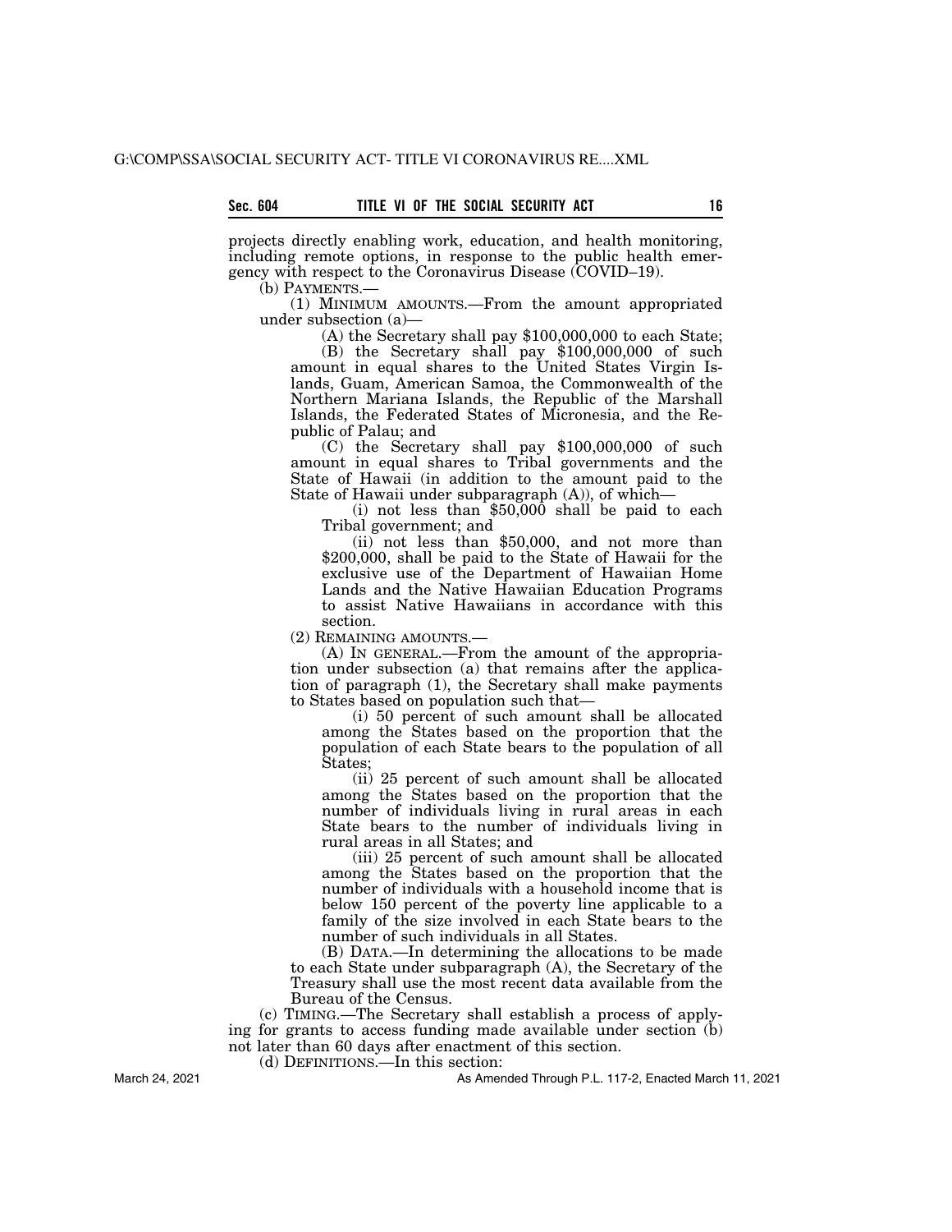projects directly enabling work, education, and health monitoring, including remote options, in response to the public health emergency with respect to the Coronavirus Disease (COVID–19).

(b) PAYMENTS.—

(1) MINIMUM AMOUNTS.—From the amount appropriated under subsection (a)—

(A) the Secretary shall pay $100,000,000 to each State;

(B) the Secretary shall pay $100,000,000 of such amount in equal shares to the United States Virgin Islands, Guam, American Samoa, the Commonwealth of the Northern Mariana Islands, the Republic of the Marshall Islands, the Federated States of Micronesia, and the Republic of Palau; and

(C) the Secretary shall pay $100,000,000 of such amount in equal shares to Tribal governments and the State of Hawaii (in addition to the amount paid to the State of Hawaii under subparagraph (A)), of which—

(i) not less than $50,000 shall be paid to each Tribal government; and

(ii) not less than $50,000, and not more than $200,000, shall be paid to the State of Hawaii for the exclusive use of the Department of Hawaiian Home Lands and the Native Hawaiian Education Programs to assist Native Hawaiians in accordance with this section.

(2) REMAINING AMOUNTS.—

(A) IN GENERAL.—From the amount of the appropriation under subsection (a) that remains after the application of paragraph (1), the Secretary shall make payments to States based on population such that—

(i) 50 percent of such amount shall be allocated among the States based on the proportion that the population of each State bears to the population of all States;

(ii) 25 percent of such amount shall be allocated among the States based on the proportion that the number of individuals living in rural areas in each State bears to the number of individuals living in rural areas in all States; and

(iii) 25 percent of such amount shall be allocated among the States based on the proportion that the number of individuals with a household income that is below 150 percent of the poverty line applicable to a family of the size involved in each State bears to the number of such individuals in all States.

(B) DATA.—In determining the allocations to be made to each State under subparagraph (A), the Secretary of the Treasury shall use the most recent data available from the Bureau of the Census.

(c) TIMING.—The Secretary shall establish a process of applying for grants to access funding made available under section (b) not later than 60 days after enactment of this section.

(d) DEFINITIONS.—In this section: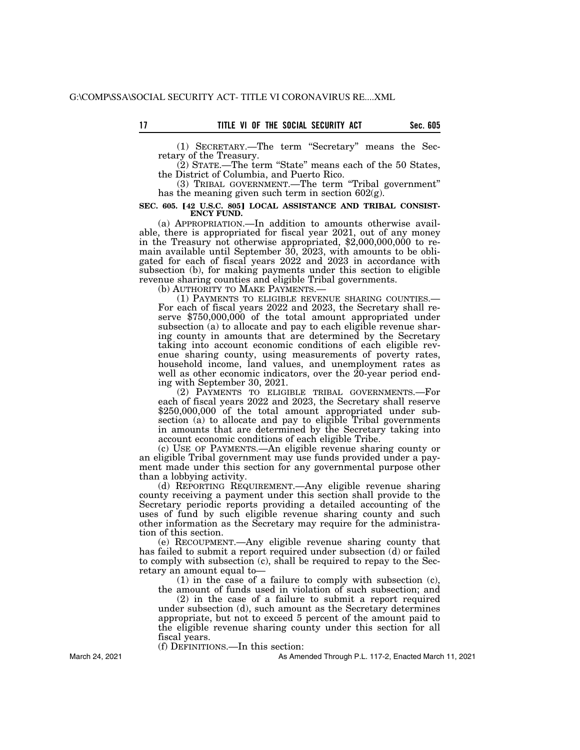(1) SECRETARY.—The term "Secretary" means the Secretary of the Treasury.

(2) STATE.—The term "State" means each of the 50 States, the District of Columbia, and Puerto Rico.

(3) TRIBAL GOVERNMENT.—The term "Tribal government" has the meaning given such term in section 602(g).

### SEC. 605. [42 U.S.C. 805] LOCAL ASSISTANCE AND TRIBAL CONSISTENCY FUND.

(a) APPROPRIATION.—In addition to amounts otherwise available, there is appropriated for fiscal year 2021, out of any money in the Treasury not otherwise appropriated, $2,000,000,000 to remain available until September 30, 2023, with amounts to be obligated for each of fiscal years 2022 and 2023 in accordance with subsection (b), for making payments under this section to eligible revenue sharing counties and eligible Tribal governments.

(b) AUTHORITY TO MAKE PAYMENTS.—

(1) PAYMENTS TO ELIGIBLE REVENUE SHARING COUNTIES.—For each of fiscal years 2022 and 2023, the Secretary shall reserve $750,000,000 of the total amount appropriated under subsection (a) to allocate and pay to each eligible revenue sharing county in amounts that are determined by the Secretary taking into account economic conditions of each eligible revenue sharing county, using measurements of poverty rates, household income, land values, and unemployment rates as well as other economic indicators, over the 20-year period ending with September 30, 2021.

(2) PAYMENTS TO ELIGIBLE TRIBAL GOVERNMENTS.—For each of fiscal years 2022 and 2023, the Secretary shall reserve $250,000,000 of the total amount appropriated under subsection (a) to allocate and pay to eligible Tribal governments in amounts that are determined by the Secretary taking into account economic conditions of each eligible Tribe.

(c) USE OF PAYMENTS.—An eligible revenue sharing county or an eligible Tribal government may use funds provided under a payment made under this section for any governmental purpose other than a lobbying activity.

(d) REPORTING REQUIREMENT.—Any eligible revenue sharing county receiving a payment under this section shall provide to the Secretary periodic reports providing a detailed accounting of the uses of fund by such eligible revenue sharing county and such other information as the Secretary may require for the administration of this section.

(e) RECOUPMENT.—Any eligible revenue sharing county that has failed to submit a report required under subsection (d) or failed to comply with subsection (c), shall be required to repay to the Secretary an amount equal to—

(1) in the case of a failure to comply with subsection (c), the amount of funds used in violation of such subsection; and

(2) in the case of a failure to submit a report required under subsection (d), such amount as the Secretary determines appropriate, but not to exceed 5 percent of the amount paid to the eligible revenue sharing county under this section for all fiscal years.

(f) DEFINITIONS.—In this section: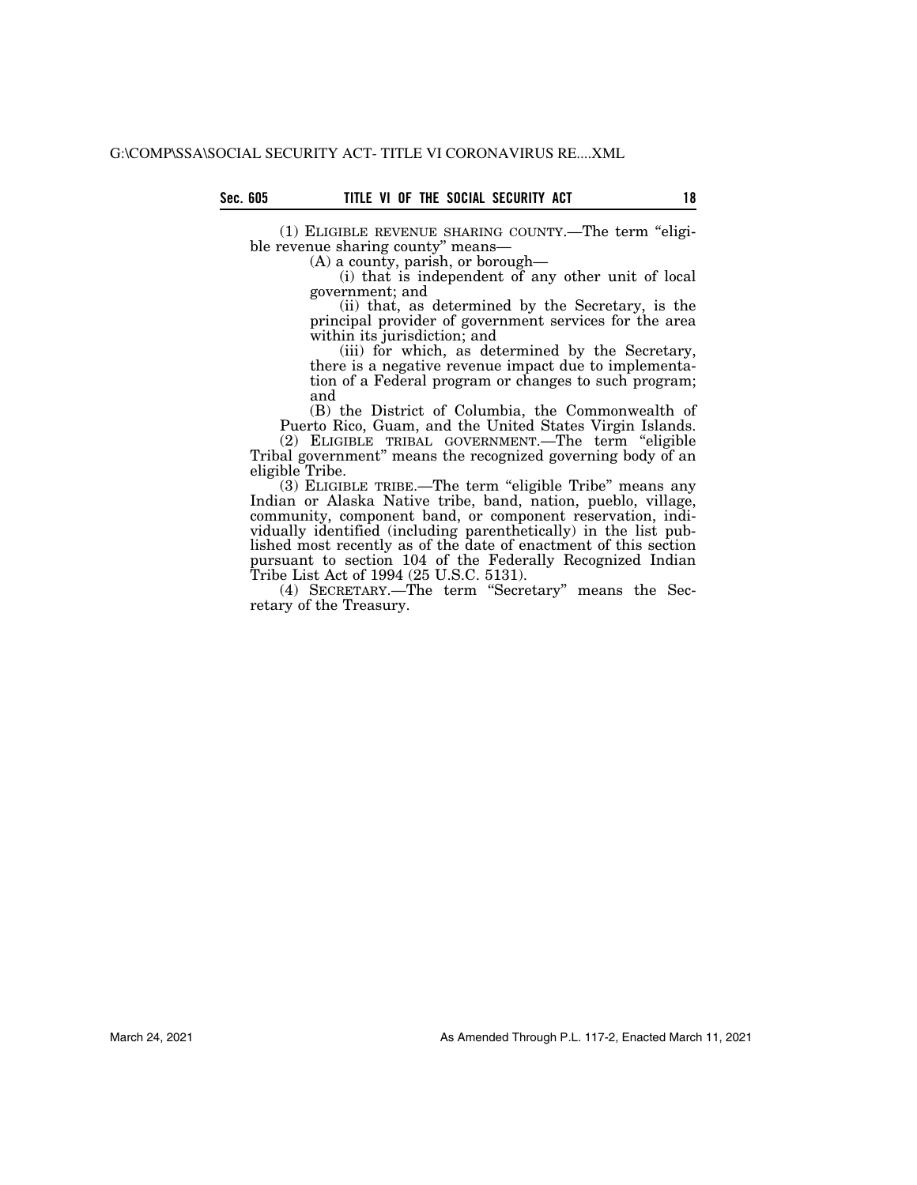(1) ELIGIBLE REVENUE SHARING COUNTY.—The term "eligible revenue sharing county" means—

(A) a county, parish, or borough—

(i) that is independent of any other unit of local government; and

(ii) that, as determined by the Secretary, is the principal provider of government services for the area within its jurisdiction; and

(iii) for which, as determined by the Secretary, there is a negative revenue impact due to implementation of a Federal program or changes to such program; and

(B) the District of Columbia, the Commonwealth of Puerto Rico, Guam, and the United States Virgin Islands.

(2) ELIGIBLE TRIBAL GOVERNMENT.—The term "eligible Tribal government" means the recognized governing body of an eligible Tribe.

(3) ELIGIBLE TRIBE.—The term "eligible Tribe" means any Indian or Alaska Native tribe, band, nation, pueblo, village, community, component band, or component reservation, individually identified (including parenthetically) in the list published most recently as of the date of enactment of this section pursuant to section 104 of the Federally Recognized Indian Tribe List Act of 1994 (25 U.S.C. 5131).

(4) SECRETARY.—The term "Secretary" means the Secretary of the Treasury.